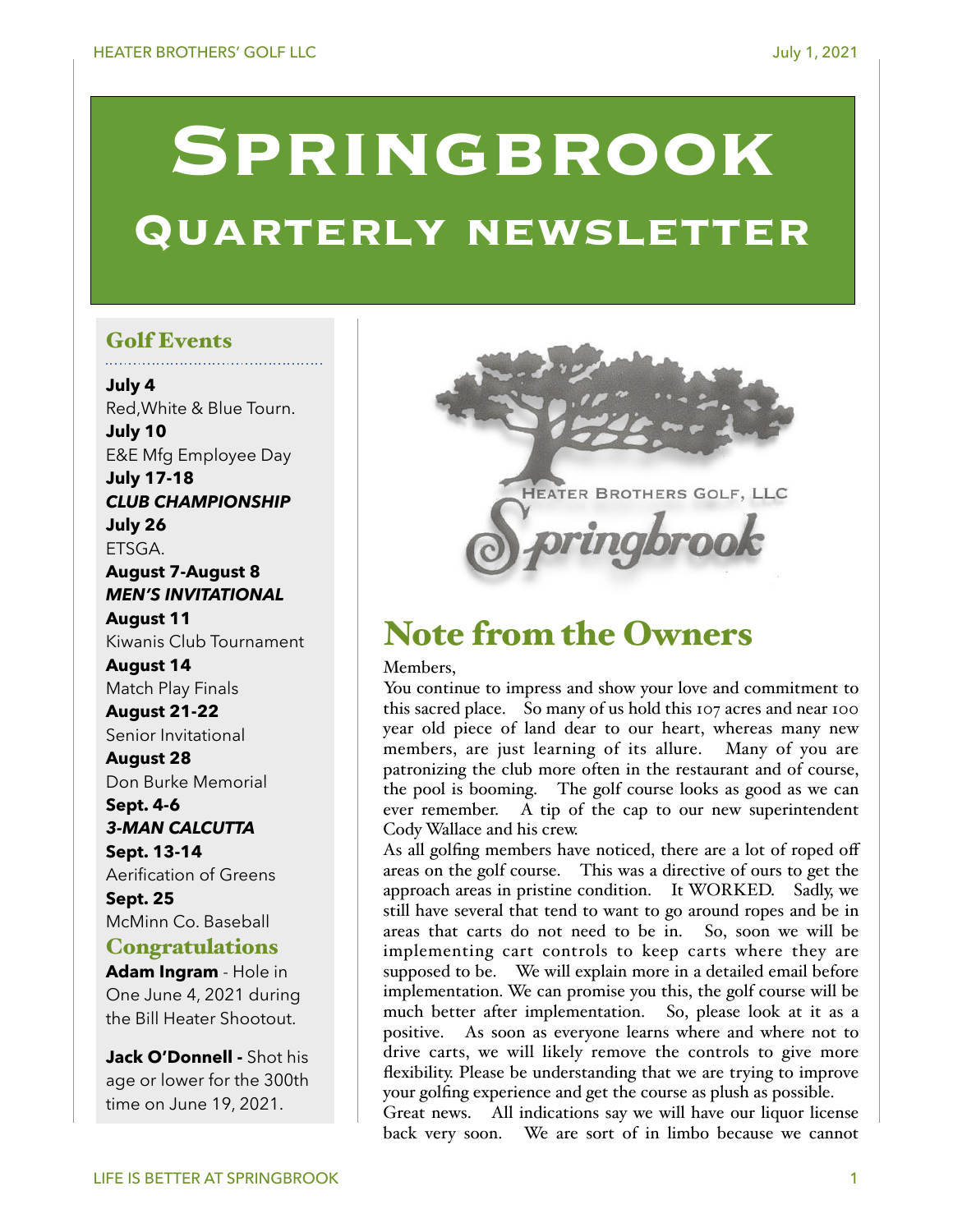# Springbrook

## Quarterly newsletter

### Golf Events

**July 4**
Red,White & Blue Tourn.

**July 10**
E&E Mfg Employee Day

**July 17-18**
***CLUB CHAMPIONSHIP***

**July 26**
ETSGA.

**August 7-August 8**
***MEN'S INVITATIONAL***

**August 11**
Kiwanis Club Tournament

**August 14**
Match Play Finals

**August 21-22**
Senior Invitational

**August 28**
Don Burke Memorial

**Sept. 4-6**
***3-MAN CALCUTTA***

**Sept. 13-14**
Aerification of Greens

**Sept. 25**
McMinn Co. Baseball

### Congratulations

**Adam Ingram** - Hole in One June 4, 2021 during the Bill Heater Shootout.

**Jack O'Donnell -** Shot his age or lower for the 300th time on June 19, 2021.

HEATER BROTHERS GOLF, LLC
Springbrook

## Note from the Owners

Members,

You continue to impress and show your love and commitment to this sacred place. So many of us hold this 107 acres and near 100 year old piece of land dear to our heart, whereas many new members, are just learning of its allure. Many of you are patronizing the club more often in the restaurant and of course, the pool is booming. The golf course looks as good as we can ever remember. A tip of the cap to our new superintendent Cody Wallace and his crew.

As all golfing members have noticed, there are a lot of roped off areas on the golf course. This was a directive of ours to get the approach areas in pristine condition. It WORKED. Sadly, we still have several that tend to want to go around ropes and be in areas that carts do not need to be in. So, soon we will be implementing cart controls to keep carts where they are supposed to be. We will explain more in a detailed email before implementation. We can promise you this, the golf course will be much better after implementation. So, please look at it as a positive. As soon as everyone learns where and where not to drive carts, we will likely remove the controls to give more flexibility. Please be understanding that we are trying to improve your golfing experience and get the course as plush as possible.

Great news. All indications say we will have our liquor license back very soon. We are sort of in limbo because we cannot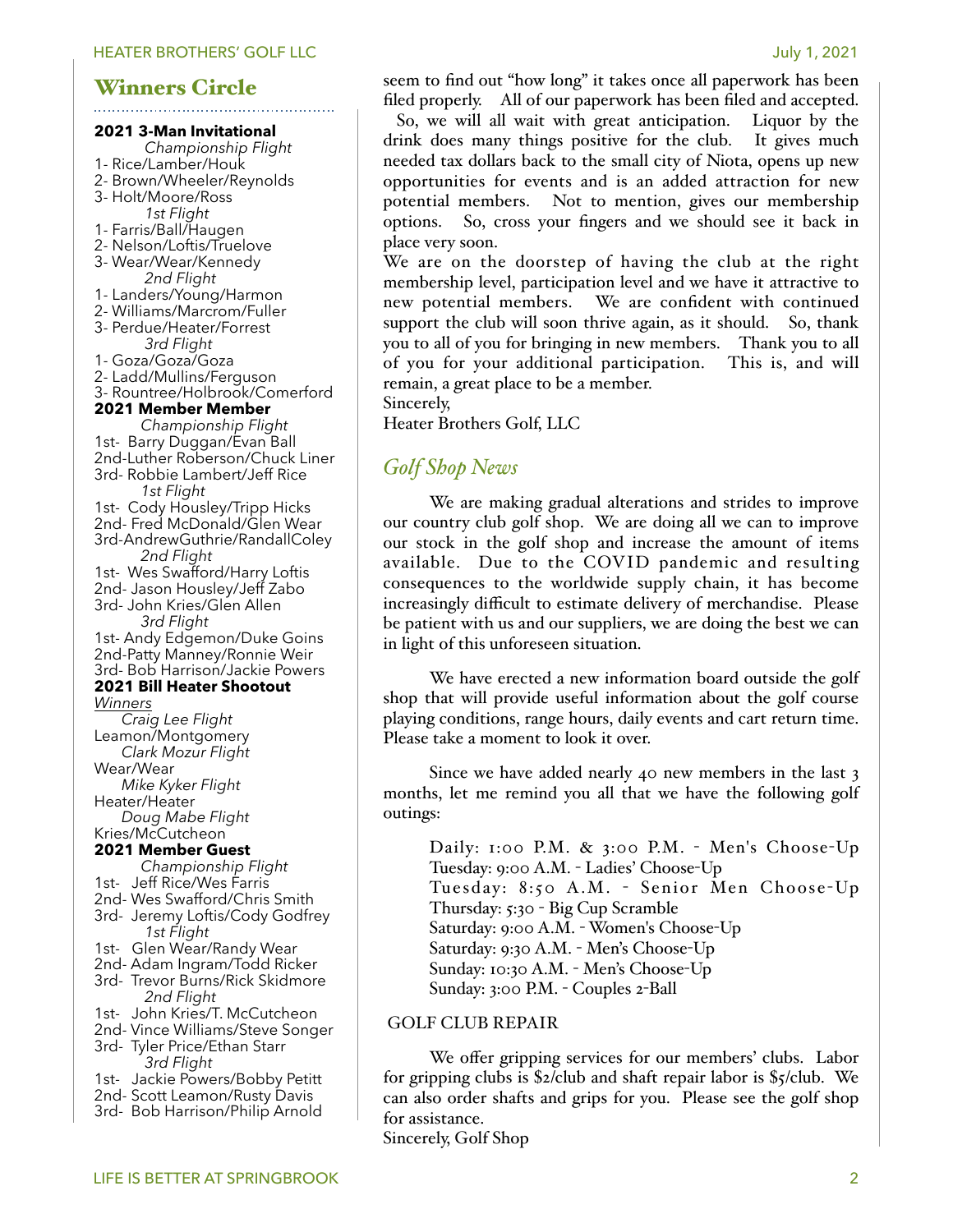## Winners Circle

**2021 3-Man Invitational**

*Championship Flight*

1- Rice/Lamber/Houk
2- Brown/Wheeler/Reynolds
3- Holt/Moore/Ross

*1st Flight*

1- Farris/Ball/Haugen
2- Nelson/Loftis/Truelove
3- Wear/Wear/Kennedy

*2nd Flight*

1- Landers/Young/Harmon
2- Williams/Marcrom/Fuller
3- Perdue/Heater/Forrest

*3rd Flight*

1- Goza/Goza/Goza
2- Ladd/Mullins/Ferguson
3- Rountree/Holbrook/Comerford

**2021 Member Member**

*Championship Flight*

1st- Barry Duggan/Evan Ball
2nd-Luther Roberson/Chuck Liner
3rd- Robbie Lambert/Jeff Rice

*1st Flight*

1st- Cody Housley/Tripp Hicks
2nd- Fred McDonald/Glen Wear
3rd-AndrewGuthrie/RandallColey

*2nd Flight*

1st- Wes Swafford/Harry Loftis
2nd- Jason Housley/Jeff Zabo
3rd- John Kries/Glen Allen

*3rd Flight*

1st- Andy Edgemon/Duke Goins
2nd-Patty Manney/Ronnie Weir
3rd- Bob Harrison/Jackie Powers

**2021 Bill Heater Shootout**

*Winners*

*Craig Lee Flight*
Leamon/Montgomery

*Clark Mozur Flight*
Wear/Wear

*Mike Kyker Flight*
Heater/Heater

*Doug Mabe Flight*
Kries/McCutcheon

**2021 Member Guest**

*Championship Flight*

1st- Jeff Rice/Wes Farris
2nd- Wes Swafford/Chris Smith
3rd- Jeremy Loftis/Cody Godfrey

*1st Flight*

1st- Glen Wear/Randy Wear
2nd- Adam Ingram/Todd Ricker
3rd- Trevor Burns/Rick Skidmore

*2nd Flight*

1st- John Kries/T. McCutcheon
2nd- Vince Williams/Steve Songer
3rd- Tyler Price/Ethan Starr

*3rd Flight*

1st- Jackie Powers/Bobby Petitt
2nd- Scott Leamon/Rusty Davis
3rd- Bob Harrison/Philip Arnold

seem to find out "how long" it takes once all paperwork has been filed properly. All of our paperwork has been filed and accepted. So, we will all wait with great anticipation. Liquor by the drink does many things positive for the club. It gives much needed tax dollars back to the small city of Niota, opens up new opportunities for events and is an added attraction for new potential members. Not to mention, gives our membership options. So, cross your fingers and we should see it back in place very soon.

We are on the doorstep of having the club at the right membership level, participation level and we have it attractive to new potential members. We are confident with continued support the club will soon thrive again, as it should. So, thank you to all of you for bringing in new members. Thank you to all of you for your additional participation. This is, and will remain, a great place to be a member.

Sincerely,
Heater Brothers Golf, LLC

## *Golf Shop News*

We are making gradual alterations and strides to improve our country club golf shop. We are doing all we can to improve our stock in the golf shop and increase the amount of items available. Due to the COVID pandemic and resulting consequences to the worldwide supply chain, it has become increasingly difficult to estimate delivery of merchandise. Please be patient with us and our suppliers, we are doing the best we can in light of this unforeseen situation.

We have erected a new information board outside the golf shop that will provide useful information about the golf course playing conditions, range hours, daily events and cart return time. Please take a moment to look it over.

Since we have added nearly 40 new members in the last 3 months, let me remind you all that we have the following golf outings:

Daily: 1:00 P.M. & 3:00 P.M. - Men's Choose-Up
Tuesday: 9:00 A.M. - Ladies' Choose-Up
Tuesday: 8:50 A.M. - Senior Men Choose-Up
Thursday: 5:30 - Big Cup Scramble
Saturday: 9:00 A.M. - Women's Choose-Up
Saturday: 9:30 A.M. - Men's Choose-Up
Sunday: 10:30 A.M. - Men's Choose-Up
Sunday: 3:00 P.M. - Couples 2-Ball

GOLF CLUB REPAIR

We offer gripping services for our members' clubs. Labor for gripping clubs is $2/club and shaft repair labor is $5/club. We can also order shafts and grips for you. Please see the golf shop for assistance.

Sincerely, Golf Shop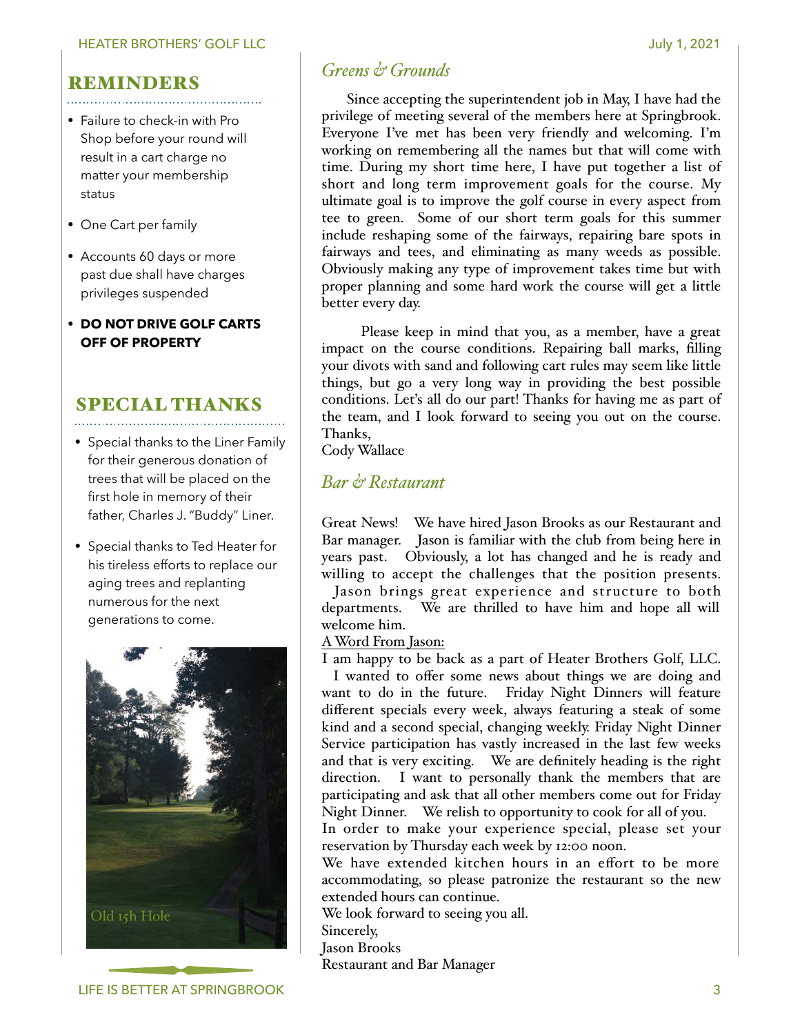## REMINDERS

- Failure to check-in with Pro Shop before your round will result in a cart charge no matter your membership status
- One Cart per family
- Accounts 60 days or more past due shall have charges privileges suspended
- **DO NOT DRIVE GOLF CARTS OFF OF PROPERTY**

## SPECIAL THANKS

- Special thanks to the Liner Family for their generous donation of trees that will be placed on the first hole in memory of their father, Charles J. "Buddy" Liner.
- Special thanks to Ted Heater for his tireless efforts to replace our aging trees and replanting numerous for the next generations to come.

Old 15h Hole

## *Greens & Grounds*

Since accepting the superintendent job in May, I have had the privilege of meeting several of the members here at Springbrook. Everyone I've met has been very friendly and welcoming. I'm working on remembering all the names but that will come with time. During my short time here, I have put together a list of short and long term improvement goals for the course. My ultimate goal is to improve the golf course in every aspect from tee to green. Some of our short term goals for this summer include reshaping some of the fairways, repairing bare spots in fairways and tees, and eliminating as many weeds as possible. Obviously making any type of improvement takes time but with proper planning and some hard work the course will get a little better every day.

Please keep in mind that you, as a member, have a great impact on the course conditions. Repairing ball marks, filling your divots with sand and following cart rules may seem like little things, but go a very long way in providing the best possible conditions. Let's all do our part! Thanks for having me as part of the team, and I look forward to seeing you out on the course.
Thanks,
Cody Wallace

## *Bar & Restaurant*

Great News! We have hired Jason Brooks as our Restaurant and Bar manager. Jason is familiar with the club from being here in years past. Obviously, a lot has changed and he is ready and willing to accept the challenges that the position presents. Jason brings great experience and structure to both departments. We are thrilled to have him and hope all will welcome him.

<u>A Word From Jason:</u>

I am happy to be back as a part of Heater Brothers Golf, LLC. I wanted to offer some news about things we are doing and want to do in the future. Friday Night Dinners will feature different specials every week, always featuring a steak of some kind and a second special, changing weekly. Friday Night Dinner Service participation has vastly increased in the last few weeks and that is very exciting. We are definitely heading is the right direction. I want to personally thank the members that are participating and ask that all other members come out for Friday Night Dinner. We relish to opportunity to cook for all of you.
In order to make your experience special, please set your reservation by Thursday each week by 12:00 noon.
We have extended kitchen hours in an effort to be more accommodating, so please patronize the restaurant so the new extended hours can continue.
We look forward to seeing you all.
Sincerely,
Jason Brooks
Restaurant and Bar Manager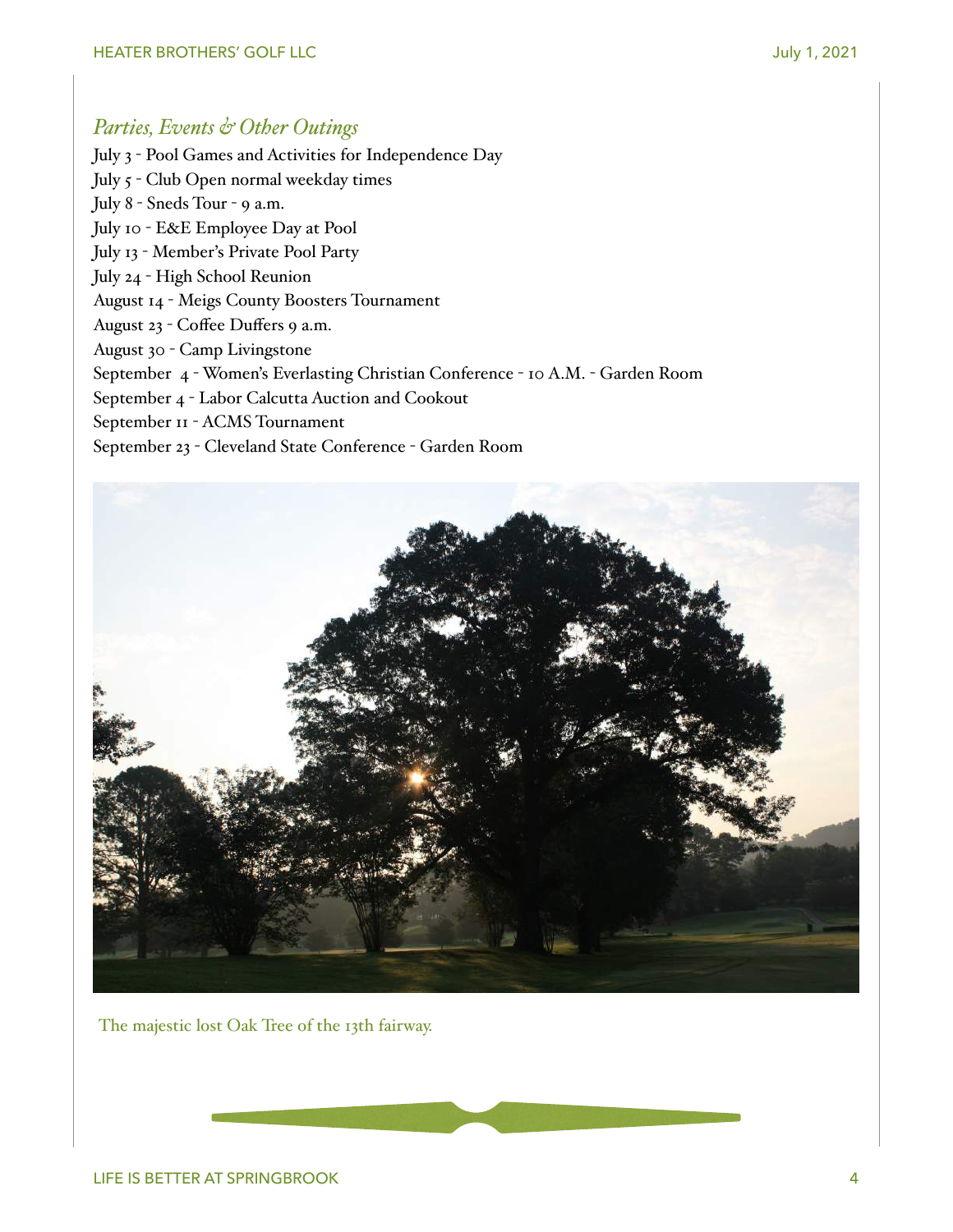## *Parties, Events & Other Outings*

July 3 - Pool Games and Activities for Independence Day  
July 5 - Club Open normal weekday times  
July 8 - Sneds Tour - 9 a.m.  
July 10 - E&E Employee Day at Pool  
July 13 - Member's Private Pool Party  
July 24 - High School Reunion  
August 14 - Meigs County Boosters Tournament  
August 23 - Coffee Duffers 9 a.m.  
August 30 - Camp Livingstone  
September 4 - Women's Everlasting Christian Conference - 10 A.M. - Garden Room  
September 4 - Labor Calcutta Auction and Cookout  
September 11 - ACMS Tournament  
September 23 - Cleveland State Conference - Garden Room

The majestic lost Oak Tree of the 13th fairway.